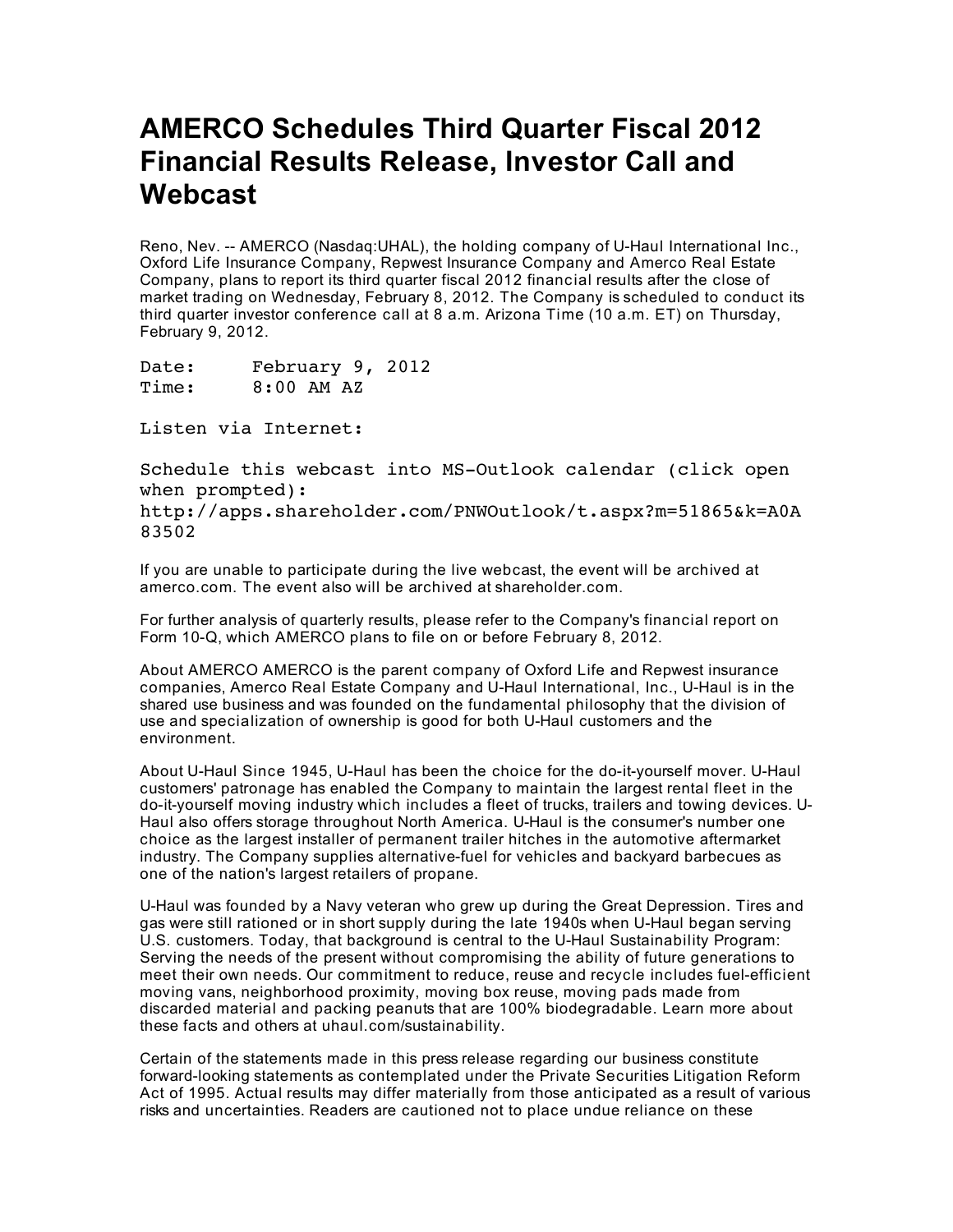# AMERCO Schedules Third Quarter Fiscal 2012 Financial Results Release, Investor Call and Webcast

Reno, Nev. -- AMERCO (Nasdaq:UHAL), the holding company of U-Haul International Inc., Oxford Life Insurance Company, Repwest Insurance Company and Amerco Real Estate Company, plans to report its third quarter fiscal 2012 financial results after the close of market trading on Wednesday, February 8, 2012. The Company is scheduled to conduct its third quarter investor conference call at 8 a.m. Arizona Time (10 a.m. ET) on Thursday, February 9, 2012.

```
Date:     February 9, 2012
Time:     8:00 AM AZ

Listen via Internet:

Schedule this webcast into MS-Outlook calendar (click open
when prompted):
http://apps.shareholder.com/PNWOutlook/t.aspx?m=51865&k=A0A
83502
```

If you are unable to participate during the live webcast, the event will be archived at amerco.com. The event also will be archived at shareholder.com.

For further analysis of quarterly results, please refer to the Company's financial report on Form 10-Q, which AMERCO plans to file on or before February 8, 2012.

About AMERCO AMERCO is the parent company of Oxford Life and Repwest insurance companies, Amerco Real Estate Company and U-Haul International, Inc., U-Haul is in the shared use business and was founded on the fundamental philosophy that the division of use and specialization of ownership is good for both U-Haul customers and the environment.

About U-Haul Since 1945, U-Haul has been the choice for the do-it-yourself mover. U-Haul customers' patronage has enabled the Company to maintain the largest rental fleet in the do-it-yourself moving industry which includes a fleet of trucks, trailers and towing devices. U-Haul also offers storage throughout North America. U-Haul is the consumer's number one choice as the largest installer of permanent trailer hitches in the automotive aftermarket industry. The Company supplies alternative-fuel for vehicles and backyard barbecues as one of the nation's largest retailers of propane.

U-Haul was founded by a Navy veteran who grew up during the Great Depression. Tires and gas were still rationed or in short supply during the late 1940s when U-Haul began serving U.S. customers. Today, that background is central to the U-Haul Sustainability Program: Serving the needs of the present without compromising the ability of future generations to meet their own needs. Our commitment to reduce, reuse and recycle includes fuel-efficient moving vans, neighborhood proximity, moving box reuse, moving pads made from discarded material and packing peanuts that are 100% biodegradable. Learn more about these facts and others at uhaul.com/sustainability.

Certain of the statements made in this press release regarding our business constitute forward-looking statements as contemplated under the Private Securities Litigation Reform Act of 1995. Actual results may differ materially from those anticipated as a result of various risks and uncertainties. Readers are cautioned not to place undue reliance on these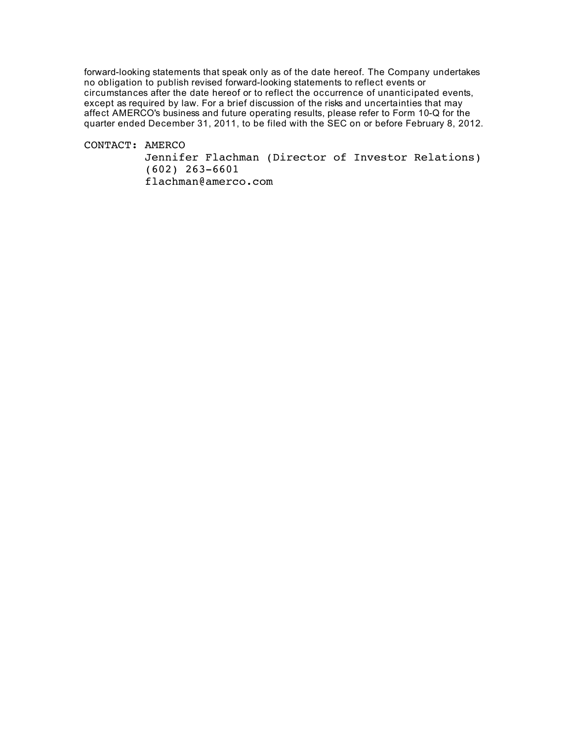forward-looking statements that speak only as of the date hereof. The Company undertakes no obligation to publish revised forward-looking statements to reflect events or circumstances after the date hereof or to reflect the occurrence of unanticipated events, except as required by law. For a brief discussion of the risks and uncertainties that may affect AMERCO's business and future operating results, please refer to Form 10-Q for the quarter ended December 31, 2011, to be filed with the SEC on or before February 8, 2012.

CONTACT: AMERCO
Jennifer Flachman (Director of Investor Relations)
(602) 263-6601
flachman@amerco.com